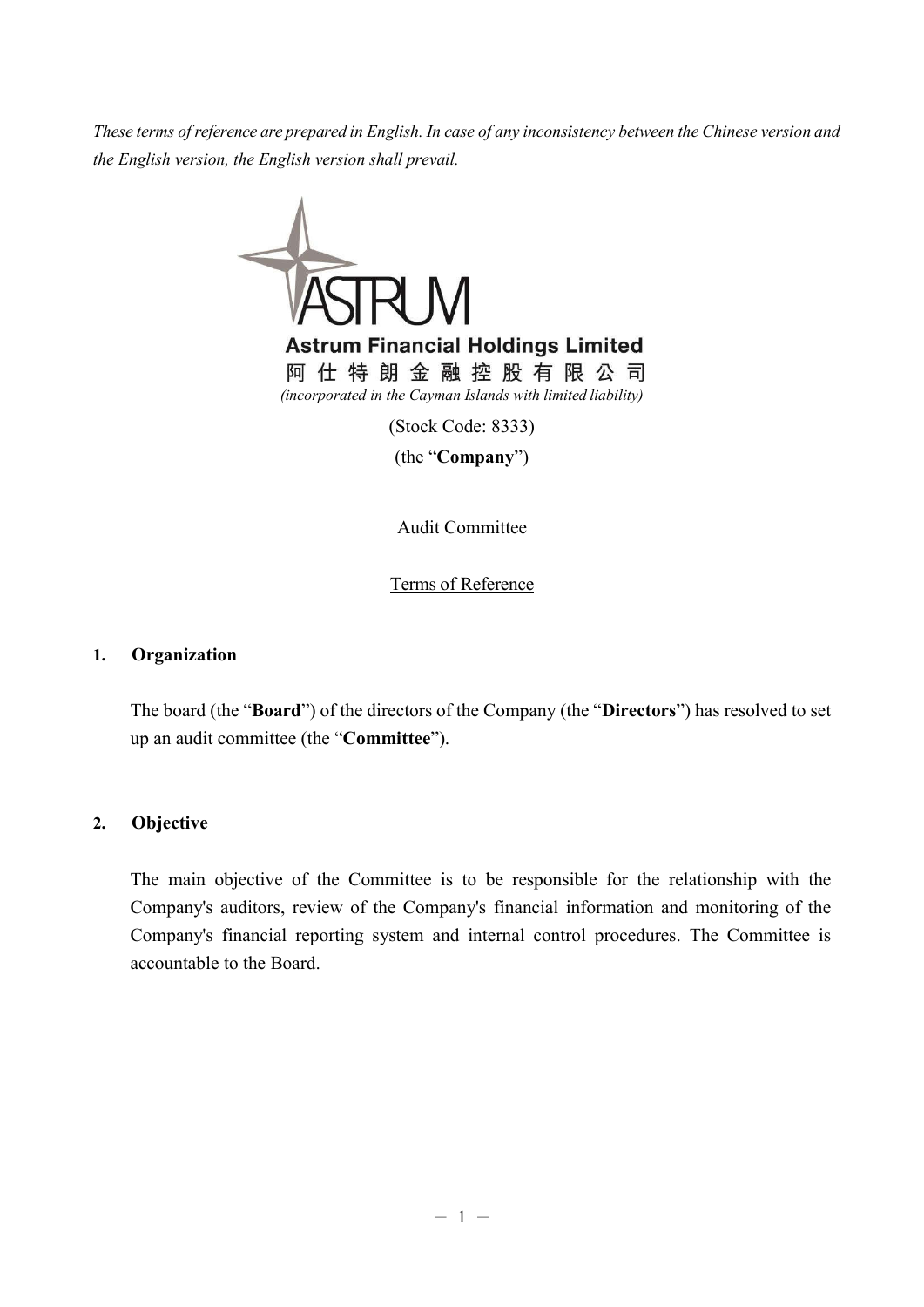*These terms of reference are prepared in English. In case of any inconsistency between the Chinese version and the English version, the English version shall prevail.*

**Astrum Financial Holdings Limited**

**阿仕特朗金融控股有限公司**

*(incorporated in the Cayman Islands with limited liability)*

(Stock Code: 8333)

(the "**Company**")

Audit Committee

Terms of Reference

## 1. Organization

The board (the "**Board**") of the directors of the Company (the "**Directors**") has resolved to set up an audit committee (the "**Committee**").

## 2. Objective

The main objective of the Committee is to be responsible for the relationship with the Company's auditors, review of the Company's financial information and monitoring of the Company's financial reporting system and internal control procedures. The Committee is accountable to the Board.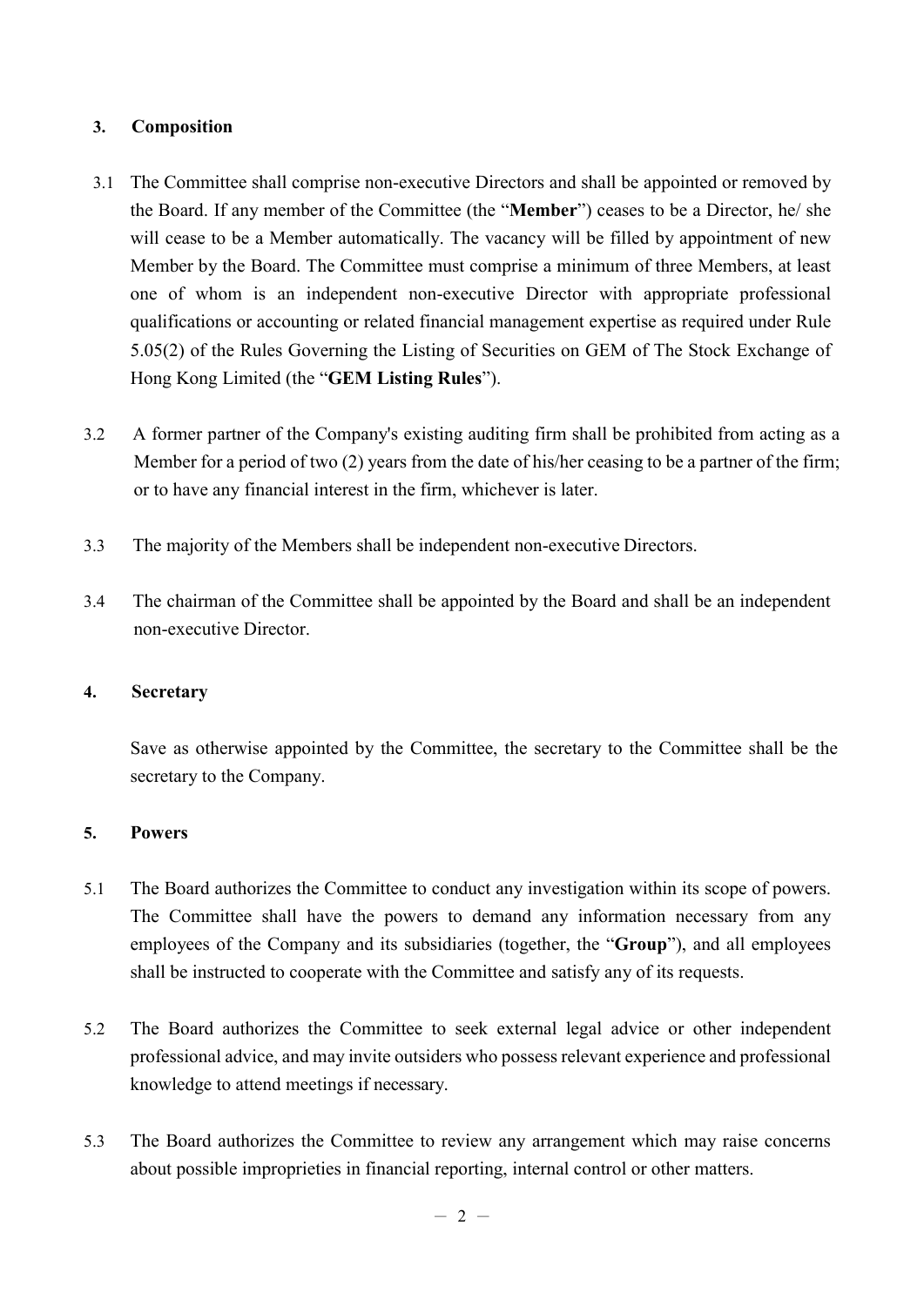## 3. Composition

3.1 The Committee shall comprise non-executive Directors and shall be appointed or removed by the Board. If any member of the Committee (the "**Member**") ceases to be a Director, he/ she will cease to be a Member automatically. The vacancy will be filled by appointment of new Member by the Board. The Committee must comprise a minimum of three Members, at least one of whom is an independent non-executive Director with appropriate professional qualifications or accounting or related financial management expertise as required under Rule 5.05(2) of the Rules Governing the Listing of Securities on GEM of The Stock Exchange of Hong Kong Limited (the "**GEM Listing Rules**").

3.2 A former partner of the Company's existing auditing firm shall be prohibited from acting as a Member for a period of two (2) years from the date of his/her ceasing to be a partner of the firm; or to have any financial interest in the firm, whichever is later.

3.3 The majority of the Members shall be independent non-executive Directors.

3.4 The chairman of the Committee shall be appointed by the Board and shall be an independent non-executive Director.

## 4. Secretary

Save as otherwise appointed by the Committee, the secretary to the Committee shall be the secretary to the Company.

## 5. Powers

5.1 The Board authorizes the Committee to conduct any investigation within its scope of powers. The Committee shall have the powers to demand any information necessary from any employees of the Company and its subsidiaries (together, the "**Group**"), and all employees shall be instructed to cooperate with the Committee and satisfy any of its requests.

5.2 The Board authorizes the Committee to seek external legal advice or other independent professional advice, and may invite outsiders who possess relevant experience and professional knowledge to attend meetings if necessary.

5.3 The Board authorizes the Committee to review any arrangement which may raise concerns about possible improprieties in financial reporting, internal control or other matters.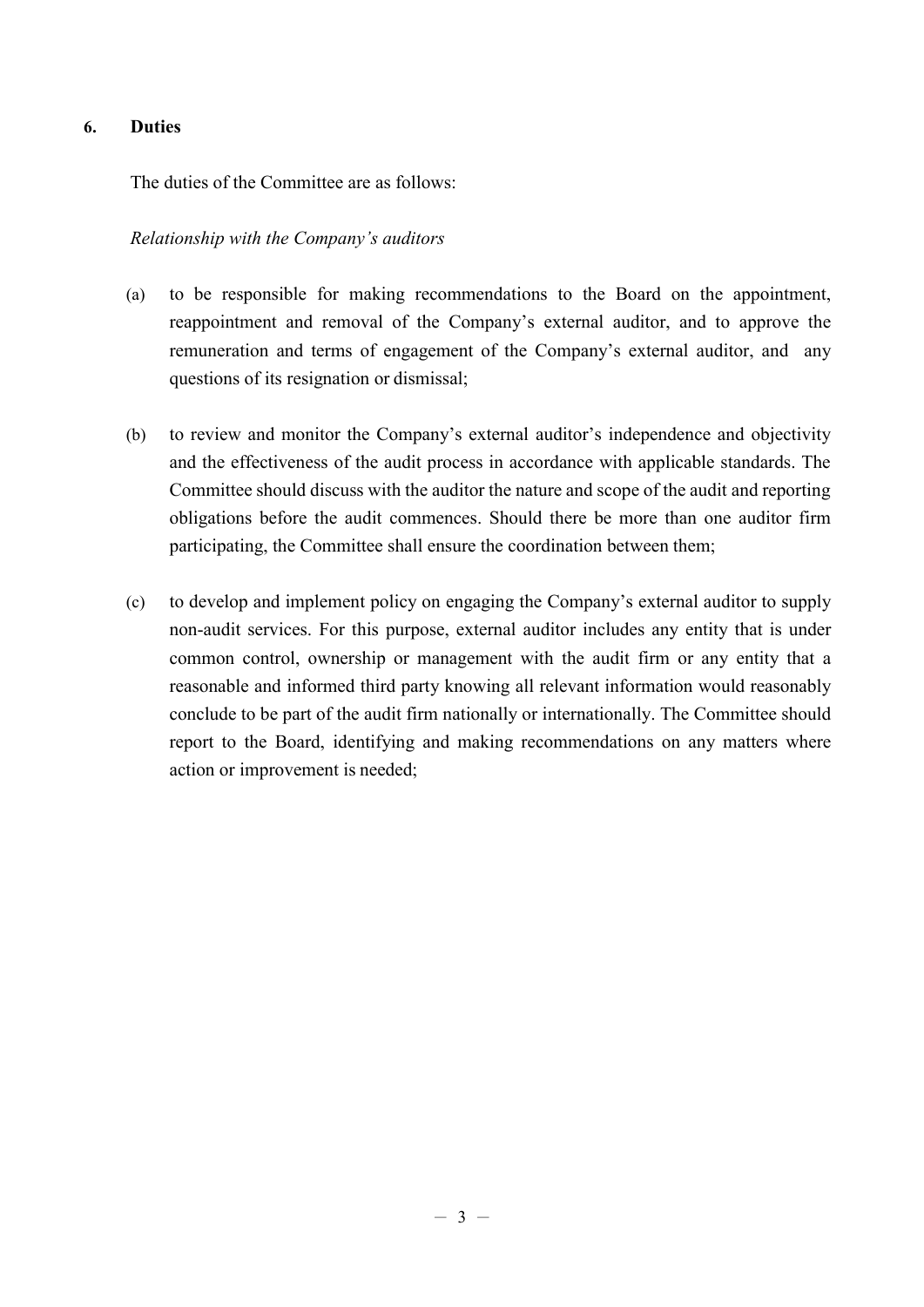## 6. Duties

The duties of the Committee are as follows:

*Relationship with the Company's auditors*

(a) to be responsible for making recommendations to the Board on the appointment, reappointment and removal of the Company's external auditor, and to approve the remuneration and terms of engagement of the Company's external auditor, and any questions of its resignation or dismissal;

(b) to review and monitor the Company's external auditor's independence and objectivity and the effectiveness of the audit process in accordance with applicable standards. The Committee should discuss with the auditor the nature and scope of the audit and reporting obligations before the audit commences. Should there be more than one auditor firm participating, the Committee shall ensure the coordination between them;

(c) to develop and implement policy on engaging the Company's external auditor to supply non-audit services. For this purpose, external auditor includes any entity that is under common control, ownership or management with the audit firm or any entity that a reasonable and informed third party knowing all relevant information would reasonably conclude to be part of the audit firm nationally or internationally. The Committee should report to the Board, identifying and making recommendations on any matters where action or improvement is needed;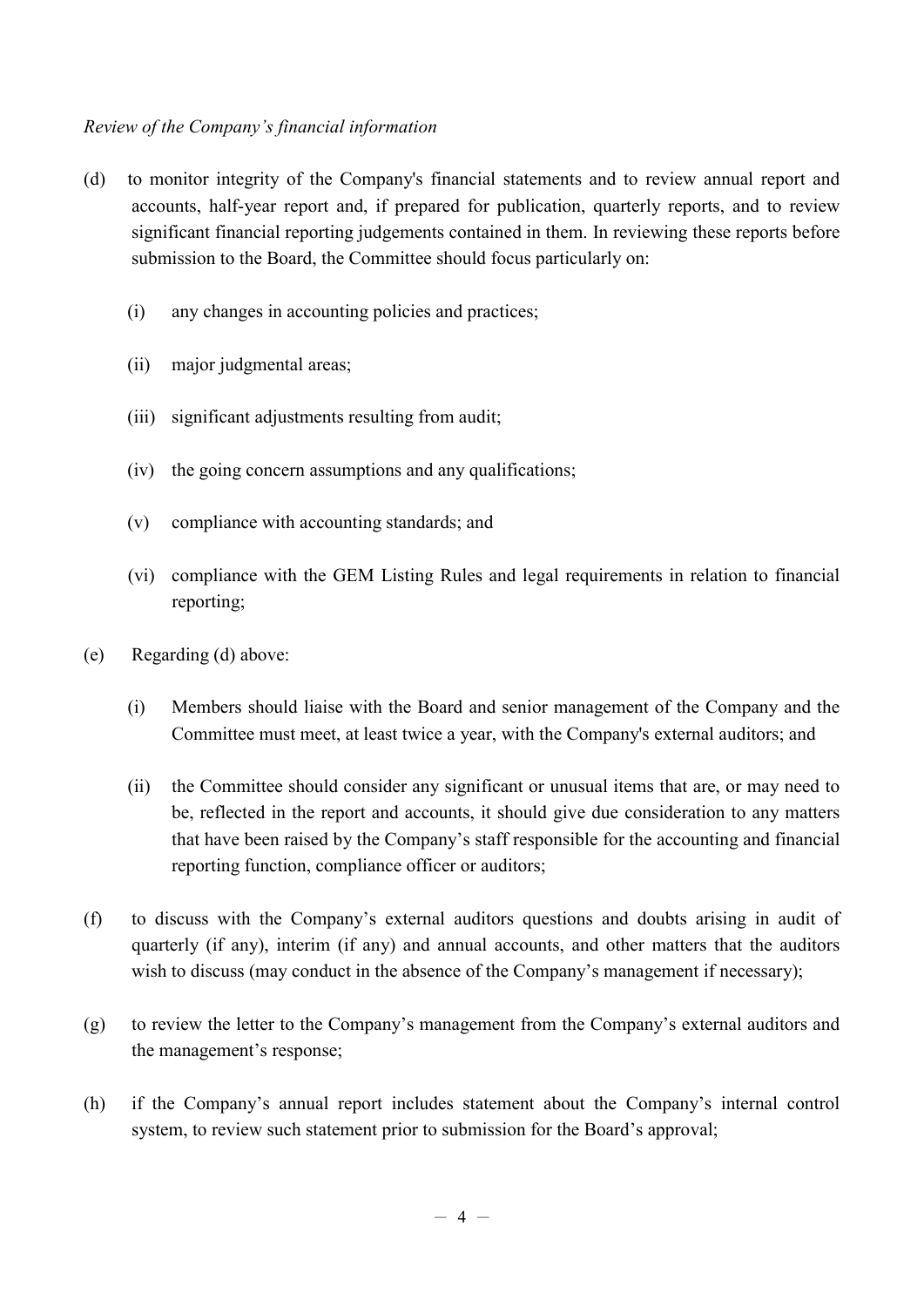*Review of the Company's financial information*

(d) to monitor integrity of the Company's financial statements and to review annual report and accounts, half-year report and, if prepared for publication, quarterly reports, and to review significant financial reporting judgements contained in them. In reviewing these reports before submission to the Board, the Committee should focus particularly on:

 (i) any changes in accounting policies and practices;

 (ii) major judgmental areas;

 (iii) significant adjustments resulting from audit;

 (iv) the going concern assumptions and any qualifications;

 (v) compliance with accounting standards; and

 (vi) compliance with the GEM Listing Rules and legal requirements in relation to financial reporting;

(e) Regarding (d) above:

 (i) Members should liaise with the Board and senior management of the Company and the Committee must meet, at least twice a year, with the Company's external auditors; and

 (ii) the Committee should consider any significant or unusual items that are, or may need to be, reflected in the report and accounts, it should give due consideration to any matters that have been raised by the Company's staff responsible for the accounting and financial reporting function, compliance officer or auditors;

(f) to discuss with the Company's external auditors questions and doubts arising in audit of quarterly (if any), interim (if any) and annual accounts, and other matters that the auditors wish to discuss (may conduct in the absence of the Company's management if necessary);

(g) to review the letter to the Company's management from the Company's external auditors and the management's response;

(h) if the Company's annual report includes statement about the Company's internal control system, to review such statement prior to submission for the Board's approval;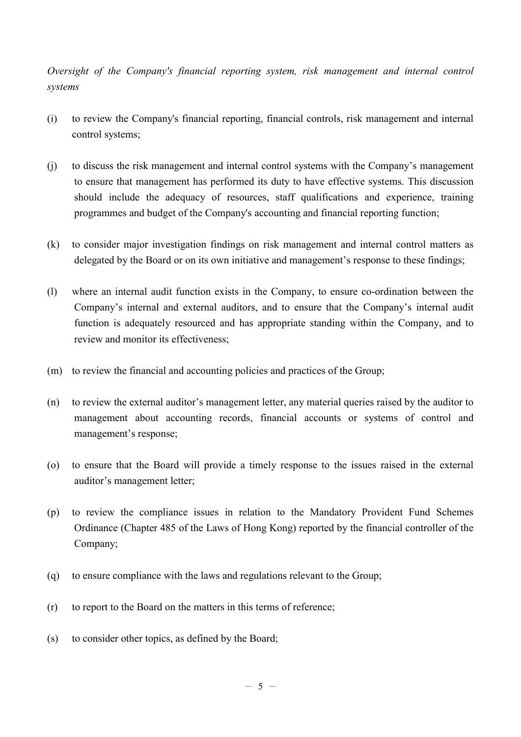*Oversight of the Company's financial reporting system, risk management and internal control systems*

(i) to review the Company's financial reporting, financial controls, risk management and internal control systems;

(j) to discuss the risk management and internal control systems with the Company's management to ensure that management has performed its duty to have effective systems. This discussion should include the adequacy of resources, staff qualifications and experience, training programmes and budget of the Company's accounting and financial reporting function;

(k) to consider major investigation findings on risk management and internal control matters as delegated by the Board or on its own initiative and management's response to these findings;

(l) where an internal audit function exists in the Company, to ensure co-ordination between the Company's internal and external auditors, and to ensure that the Company's internal audit function is adequately resourced and has appropriate standing within the Company, and to review and monitor its effectiveness;

(m) to review the financial and accounting policies and practices of the Group;

(n) to review the external auditor's management letter, any material queries raised by the auditor to management about accounting records, financial accounts or systems of control and management's response;

(o) to ensure that the Board will provide a timely response to the issues raised in the external auditor's management letter;

(p) to review the compliance issues in relation to the Mandatory Provident Fund Schemes Ordinance (Chapter 485 of the Laws of Hong Kong) reported by the financial controller of the Company;

(q) to ensure compliance with the laws and regulations relevant to the Group;

(r) to report to the Board on the matters in this terms of reference;

(s) to consider other topics, as defined by the Board;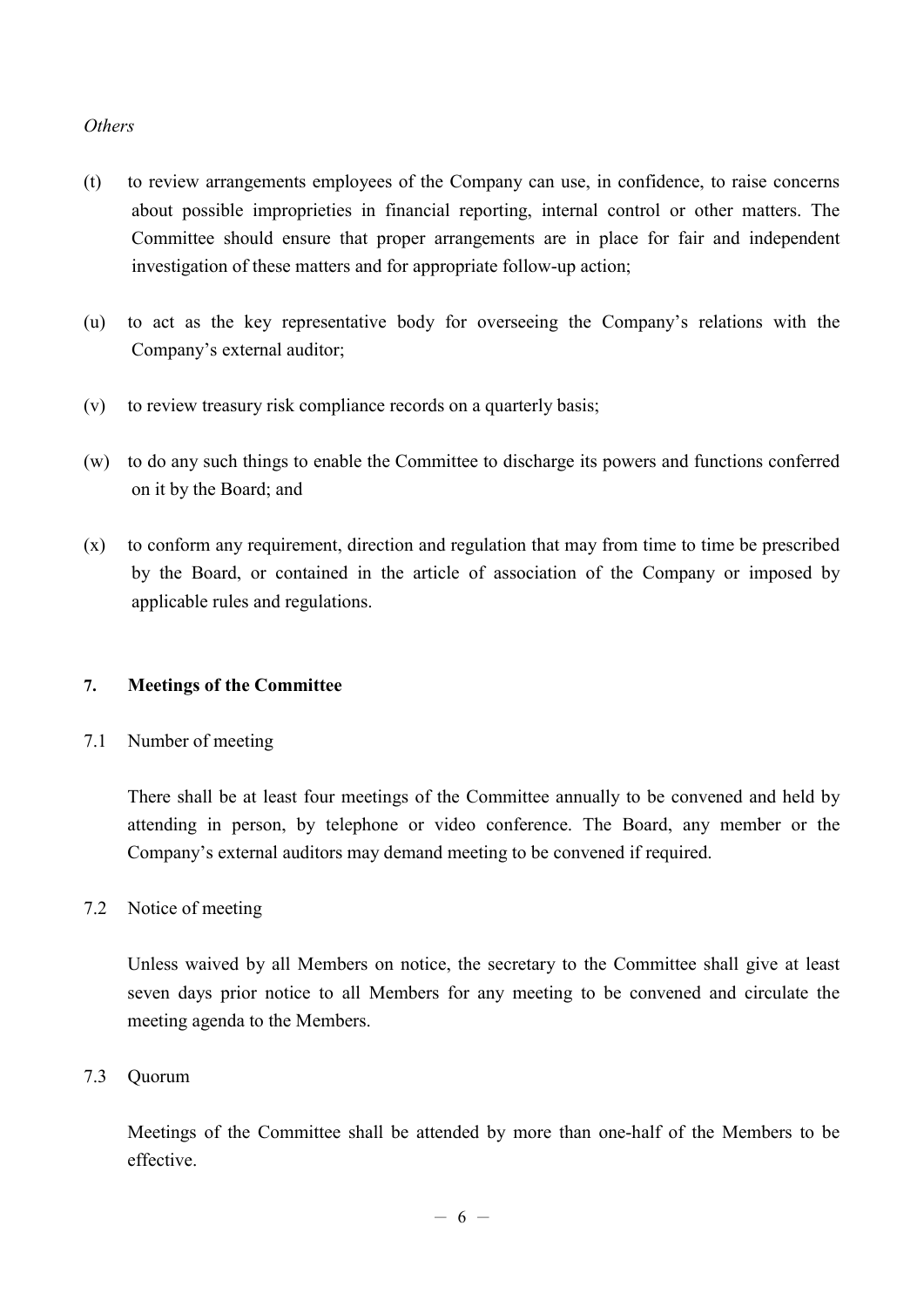*Others*

(t) to review arrangements employees of the Company can use, in confidence, to raise concerns about possible improprieties in financial reporting, internal control or other matters. The Committee should ensure that proper arrangements are in place for fair and independent investigation of these matters and for appropriate follow-up action;

(u) to act as the key representative body for overseeing the Company's relations with the Company's external auditor;

(v) to review treasury risk compliance records on a quarterly basis;

(w) to do any such things to enable the Committee to discharge its powers and functions conferred on it by the Board; and

(x) to conform any requirement, direction and regulation that may from time to time be prescribed by the Board, or contained in the article of association of the Company or imposed by applicable rules and regulations.

## 7. Meetings of the Committee

7.1 Number of meeting

There shall be at least four meetings of the Committee annually to be convened and held by attending in person, by telephone or video conference. The Board, any member or the Company's external auditors may demand meeting to be convened if required.

7.2 Notice of meeting

Unless waived by all Members on notice, the secretary to the Committee shall give at least seven days prior notice to all Members for any meeting to be convened and circulate the meeting agenda to the Members.

7.3 Quorum

Meetings of the Committee shall be attended by more than one-half of the Members to be effective.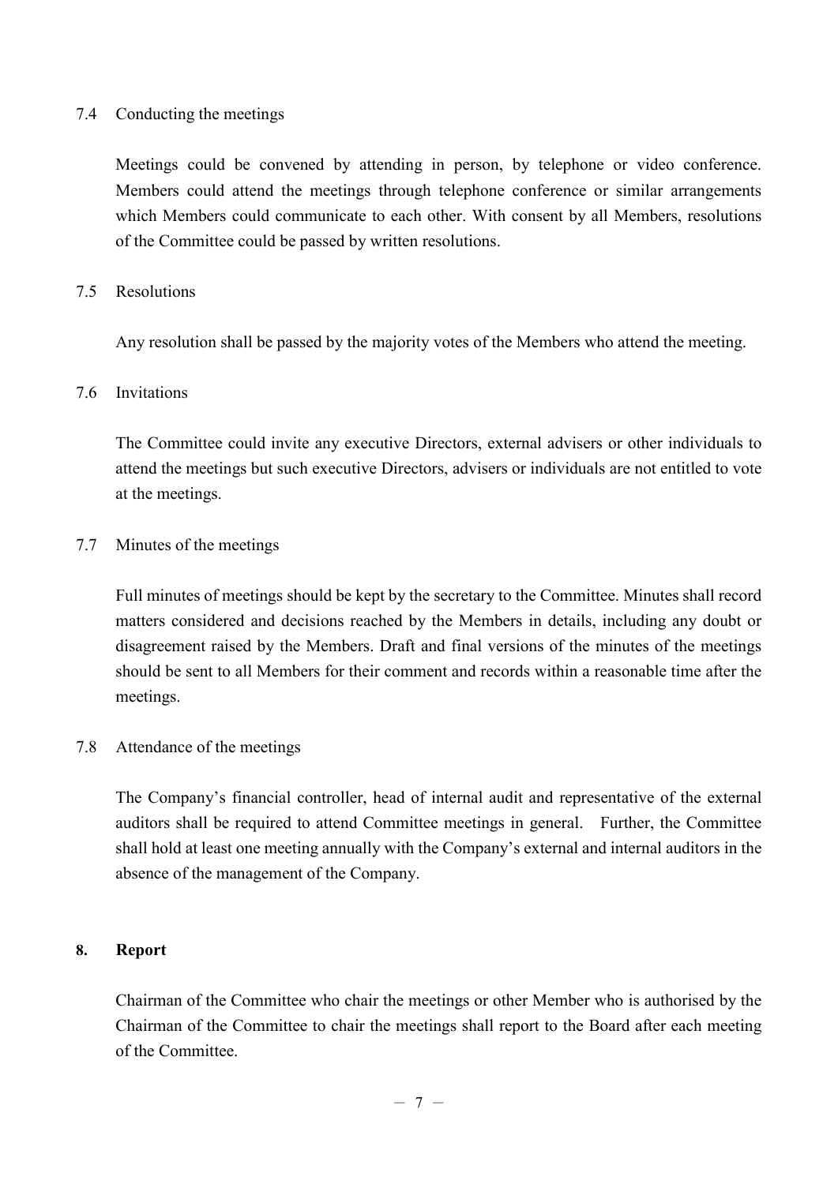### 7.4 Conducting the meetings

Meetings could be convened by attending in person, by telephone or video conference. Members could attend the meetings through telephone conference or similar arrangements which Members could communicate to each other. With consent by all Members, resolutions of the Committee could be passed by written resolutions.

### 7.5 Resolutions

Any resolution shall be passed by the majority votes of the Members who attend the meeting.

### 7.6 Invitations

The Committee could invite any executive Directors, external advisers or other individuals to attend the meetings but such executive Directors, advisers or individuals are not entitled to vote at the meetings.

### 7.7 Minutes of the meetings

Full minutes of meetings should be kept by the secretary to the Committee. Minutes shall record matters considered and decisions reached by the Members in details, including any doubt or disagreement raised by the Members. Draft and final versions of the minutes of the meetings should be sent to all Members for their comment and records within a reasonable time after the meetings.

### 7.8 Attendance of the meetings

The Company's financial controller, head of internal audit and representative of the external auditors shall be required to attend Committee meetings in general. Further, the Committee shall hold at least one meeting annually with the Company's external and internal auditors in the absence of the management of the Company.

## 8. Report

Chairman of the Committee who chair the meetings or other Member who is authorised by the Chairman of the Committee to chair the meetings shall report to the Board after each meeting of the Committee.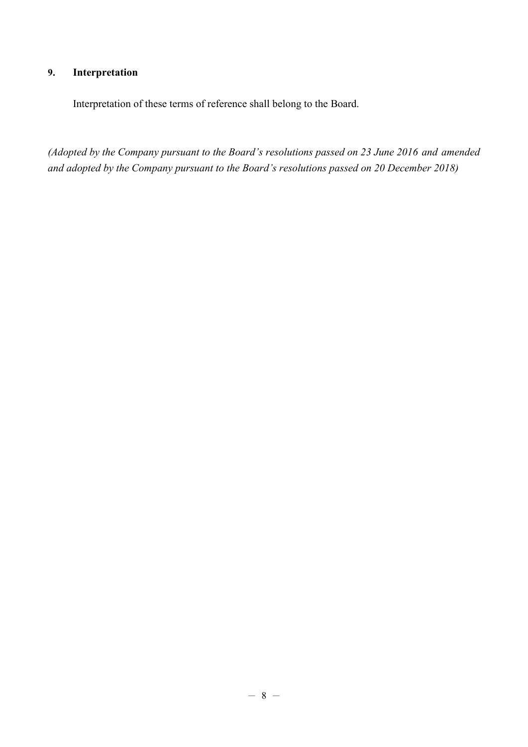## 9. Interpretation

Interpretation of these terms of reference shall belong to the Board.

*(Adopted by the Company pursuant to the Board's resolutions passed on 23 June 2016 and amended and adopted by the Company pursuant to the Board's resolutions passed on 20 December 2018)*